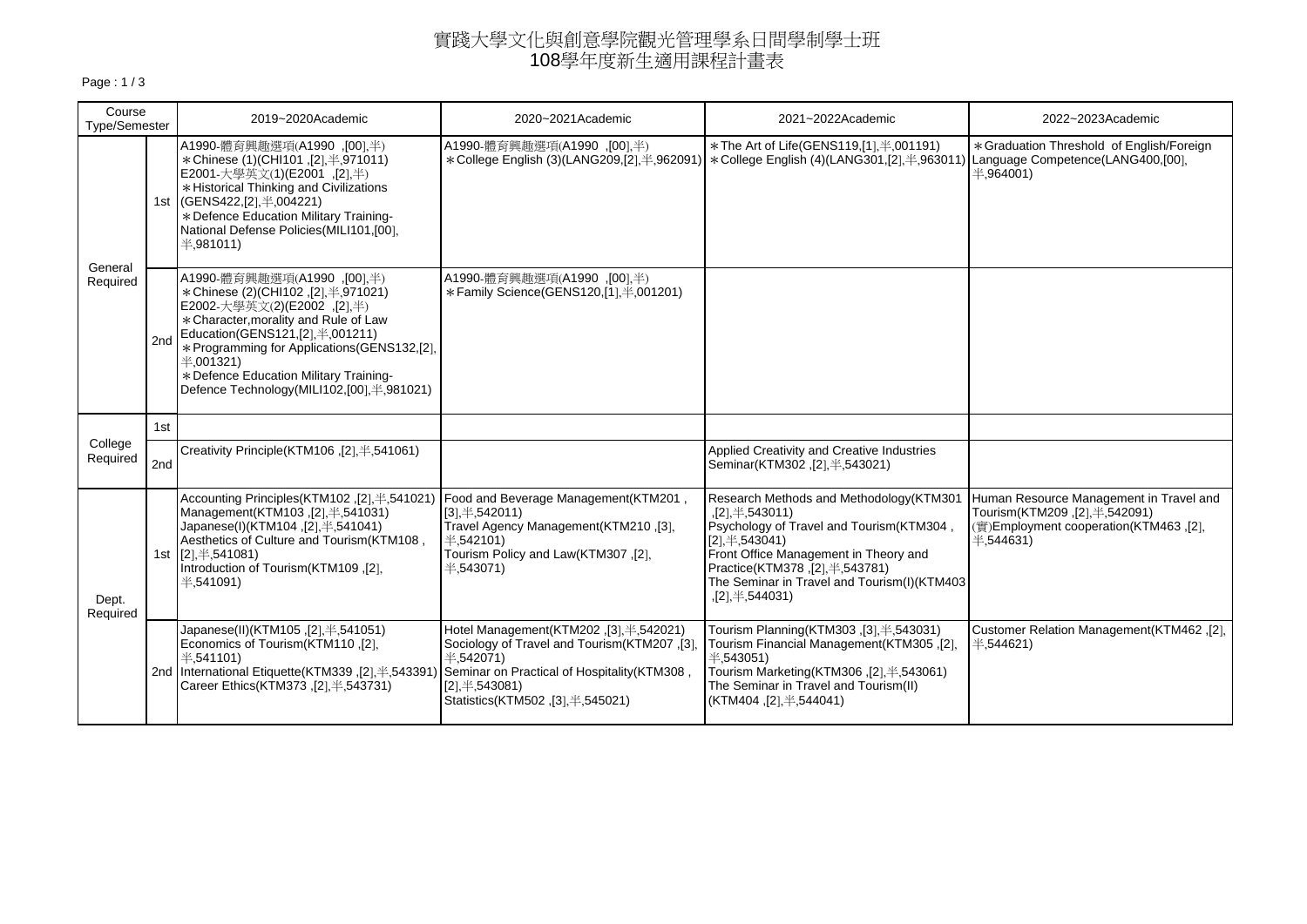# 實踐大學文化與創意學院觀光管理學系日間學制學士班
# 108學年度新生適用課程計畫表

| Course Type/Semester | | 2019~2020Academic | 2020~2021Academic | 2021~2022Academic | 2022~2023Academic |
|---|---|---|---|---|---|
| General Required | 1st | A1990-體育興趣選項(A1990 ,[00],半)<br>*Chinese (1)(CHI101 ,[2],半,971011)<br>E2001-大學英文(1)(E2001 ,[2],半)<br>*Historical Thinking and Civilizations (GENS422,[2],半,004221)<br>*Defence Education Military Training-National Defense Policies(MILI101,[00],半,981011) | A1990-體育興趣選項(A1990 ,[00],半)<br>*College English (3)(LANG209,[2],半,962091) | *The Art of Life(GENS119,[1],半,001191)<br>*College English (4)(LANG301,[2],半,963011) | *Graduation Threshold of English/Foreign Language Competence(LANG400,[00],半,964001) |
| | 2nd | A1990-體育興趣選項(A1990 ,[00],半)<br>*Chinese (2)(CHI102 ,[2],半,971021)<br>E2002-大學英文(2)(E2002 ,[2],半)<br>*Character,morality and Rule of Law Education(GENS121,[2],半,001211)<br>*Programming for Applications(GENS132,[2],半,001321)<br>*Defence Education Military Training-Defence Technology(MILI102,[00],半,981021) | A1990-體育興趣選項(A1990 ,[00],半)<br>*Family Science(GENS120,[1],半,001201) | | |
| College Required | 1st | | | | |
| | 2nd | Creativity Principle(KTM106 ,[2],半,541061) | | Applied Creativity and Creative Industries Seminar(KTM302 ,[2],半,543021) | |
| Dept. Required | 1st | Accounting Principles(KTM102 ,[2],半,541021)<br>Management(KTM103 ,[2],半,541031)<br>Japanese(I)(KTM104 ,[2],半,541041)<br>Aesthetics of Culture and Tourism(KTM108 ,[2],半,541081)<br>Introduction of Tourism(KTM109 ,[2],半,541091) | Food and Beverage Management(KTM201 ,[3],半,542011)<br>Travel Agency Management(KTM210 ,[3],半,542101)<br>Tourism Policy and Law(KTM307 ,[2],半,543071) | Research Methods and Methodology(KTM301 ,[2],半,543011)<br>Psychology of Travel and Tourism(KTM304 ,[2],半,543041)<br>Front Office Management in Theory and Practice(KTM378 ,[2],半,543781)<br>The Seminar in Travel and Tourism(I)(KTM403 ,[2],半,544031) | Human Resource Management in Travel and Tourism(KTM209 ,[2],半,542091)<br>(實)Employment cooperation(KTM463 ,[2],半,544631) |
| | 2nd | Japanese(II)(KTM105 ,[2],半,541051)<br>Economics of Tourism(KTM110 ,[2],半,541101)<br>International Etiquette(KTM339 ,[2],半,543391)<br>Career Ethics(KTM373 ,[2],半,543731) | Hotel Management(KTM202 ,[3],半,542021)<br>Sociology of Travel and Tourism(KTM207 ,[3],半,542071)<br>Seminar on Practical of Hospitality(KTM308 ,[2],半,543081)<br>Statistics(KTM502 ,[3],半,545021) | Tourism Planning(KTM303 ,[3],半,543031)<br>Tourism Financial Management(KTM305 ,[2],半,543051)<br>Tourism Marketing(KTM306 ,[2],半,543061)<br>The Seminar in Travel and Tourism(II) (KTM404 ,[2],半,544041) | Customer Relation Management(KTM462 ,[2],半,544621) |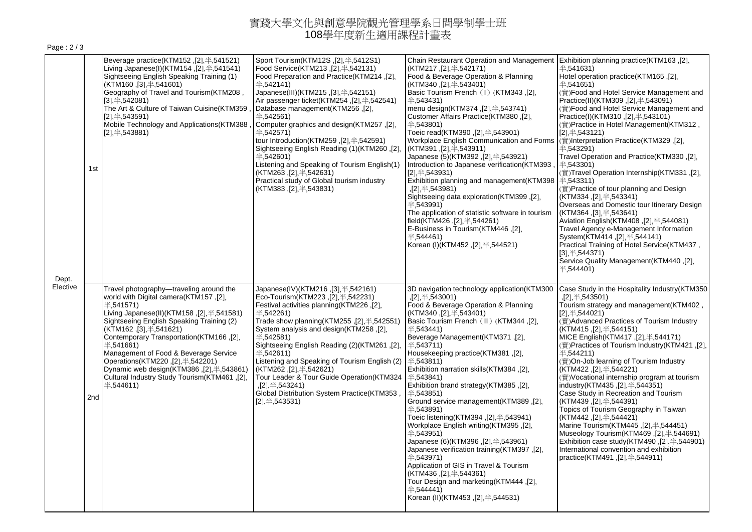# 實踐大學文化與創意學院觀光管理學系日間學制學士班

## 108學年度新生適用課程計畫表

| | | | | | |
|---|---|---|---|---|---|
| Dept. Elective | 1st | Beverage practice(KTM152 ,[2],半,541521)<br>Living Japanese(I)(KTM154 ,[2],半,541541)<br>Sightseeing English Speaking Training (1)(KTM160 ,[3],半,541601)<br>Geography of Travel and Tourism(KTM208 ,[3],半,542081)<br>The Art & Culture of Taiwan Cuisine(KTM359 ,[2],半,543591)<br>Mobile Technology and Applications(KTM388 ,[2],半,543881) | Sport Tourism(KTM12S ,[2],半,5412S1)<br>Food Service(KTM213 ,[2],半,542131)<br>Food Preparation and Practice(KTM214 ,[2],半,542141)<br>Japanese(III)(KTM215 ,[3],半,542151)<br>Air passenger ticket(KTM254 ,[2],半,542541)<br>Database management(KTM256 ,[2],半,542561)<br>Computer graphics and design(KTM257 ,[2],半,542571)<br>tour Introduction(KTM259 ,[2],半,542591)<br>Sightseeing English Reading (1)(KTM260 ,[2],半,542601)<br>Listening and Speaking of Tourism English(1)(KTM263 ,[2],半,542631)<br>Practical study of Global tourism industry(KTM383 ,[2],半,543831) | Chain Restaurant Operation and Management(KTM217 ,[2],半,542171)<br>Food & Beverage Operation & Planning(KTM340 ,[2],半,543401)<br>Basic Tourism French（I）(KTM343 ,[2],半,543431)<br>menu design(KTM374 ,[2],半,543741)<br>Customer Affairs Practice(KTM380 ,[2],半,543801)<br>Toeic read(KTM390 ,[2],半,543901)<br>Workplace English Communication and Forms(KTM391 ,[2],半,543911)<br>Japanese (5)(KTM392 ,[2],半,543921)<br>Introduction to Japanese verification(KTM393 ,[2],半,543931)<br>Exhibition planning and management(KTM398 ,[2],半,543981)<br>Sightseeing data exploration(KTM399 ,[2],半,543991)<br>The application of statistic software in tourism field(KTM426 ,[2],半,544261)<br>E-Business in Tourism(KTM446 ,[2],半,544461)<br>Korean (I)(KTM452 ,[2],半,544521) | Exhibition planning practice(KTM163 ,[2],半,541631)<br>Hotel operation practice(KTM165 ,[2],半,541651)<br>(實)Food and Hotel Service Management and Practice(II)(KTM309 ,[2],半,543091)<br>(實)Food and Hotel Service Management and Practice(I)(KTM310 ,[2],半,543101)<br>(實)Practice in Hotel Management(KTM312 ,[2],半,543121)<br>(實)Interpretation Practice(KTM329 ,[2],半,543291)<br>Travel Operation and Practice(KTM330 ,[2],半,543301)<br>(實)Travel Operation Internship(KTM331 ,[2],半,543311)<br>(實)Practice of tour planning and Design(KTM334 ,[2],半,543341)<br>Overseas and Domestic tour Itinerary Design(KTM364 ,[3],半,543641)<br>Aviation English(KTM408 ,[2],半,544081)<br>Travel Agency e-Management Information System(KTM414 ,[2],半,544141)<br>Practical Training of Hotel Service(KTM437 ,[3],半,544371)<br>Service Quality Management(KTM440 ,[2],半,544401) |
| | 2nd | Travel photography—traveling around the world with Digital camera(KTM157 ,[2],半,541571)<br>Living Japanese(II)(KTM158 ,[2],半,541581)<br>Sightseeing English Speaking Training (2)(KTM162 ,[3],半,541621)<br>Contemporary Transportation(KTM166 ,[2],半,541661)<br>Management of Food & Beverage Service Operations(KTM220 ,[2],半,542201)<br>Dynamic web design(KTM386 ,[2],半,543861)<br>Cultural Industry Study Tourism(KTM461 ,[2],半,544611) | Japanese(IV)(KTM216 ,[3],半,542161)<br>Eco-Tourism(KTM223 ,[2],半,542231)<br>Festival activities planning(KTM226 ,[2],半,542261)<br>Trade show planning(KTM255 ,[2],半,542551)<br>System analysis and design(KTM258 ,[2],半,542581)<br>Sightseeing English Reading (2)(KTM261 ,[2],半,542611)<br>Listening and Speaking of Tourism English (2)(KTM262 ,[2],半,542621)<br>Tour Leader & Tour Guide Operation(KTM324 ,[2],半,543241)<br>Global Distribution System Practice(KTM353 ,[2],半,543531) | 3D navigation technology application(KTM300 ,[2],半,543001)<br>Food & Beverage Operation & Planning(KTM340 ,[2],半,543401)<br>Basic Tourism French（II）(KTM344 ,[2],半,543441)<br>Beverage Management(KTM371 ,[2],半,543711)<br>Housekeeping practice(KTM381 ,[2],半,543811)<br>Exhibition narration skills(KTM384 ,[2],半,543841)<br>Exhibition brand strategy(KTM385 ,[2],半,543851)<br>Ground service management(KTM389 ,[2],半,543891)<br>Toeic listening(KTM394 ,[2],半,543941)<br>Workplace English writing(KTM395 ,[2],半,543951)<br>Japanese (6)(KTM396 ,[2],半,543961)<br>Japanese verification training(KTM397 ,[2],半,543971)<br>Application of GIS in Travel & Tourism(KTM436 ,[2],半,544361)<br>Tour Design and marketing(KTM444 ,[2],半,544441)<br>Korean (II)(KTM453 ,[2],半,544531) | Case Study in the Hospitality Industry(KTM350 ,[2],半,543501)<br>Tourism strategy and management(KTM402 ,[2],半,544021)<br>(實)Advanced Practices of Tourism Industry(KTM415 ,[2],半,544151)<br>MICE English(KTM417 ,[2],半,544171)<br>(實)Practices of Tourism Industry(KTM421 ,[2],半,544211)<br>(實)On-Job learning of Tourism Industry(KTM422 ,[2],半,544221)<br>(實)Vocational internship program at tourism industry(KTM435 ,[2],半,544351)<br>Case Study in Recreation and Tourism(KTM439 ,[2],半,544391)<br>Topics of Tourism Geography in Taiwan(KTM442 ,[2],半,544421)<br>Marine Tourism(KTM445 ,[2],半,544451)<br>Museology Tourism(KTM469 ,[2],半,544691)<br>Exhibition case study(KTM490 ,[2],半,544901)<br>International convention and exhibition practice(KTM491 ,[2],半,544911) |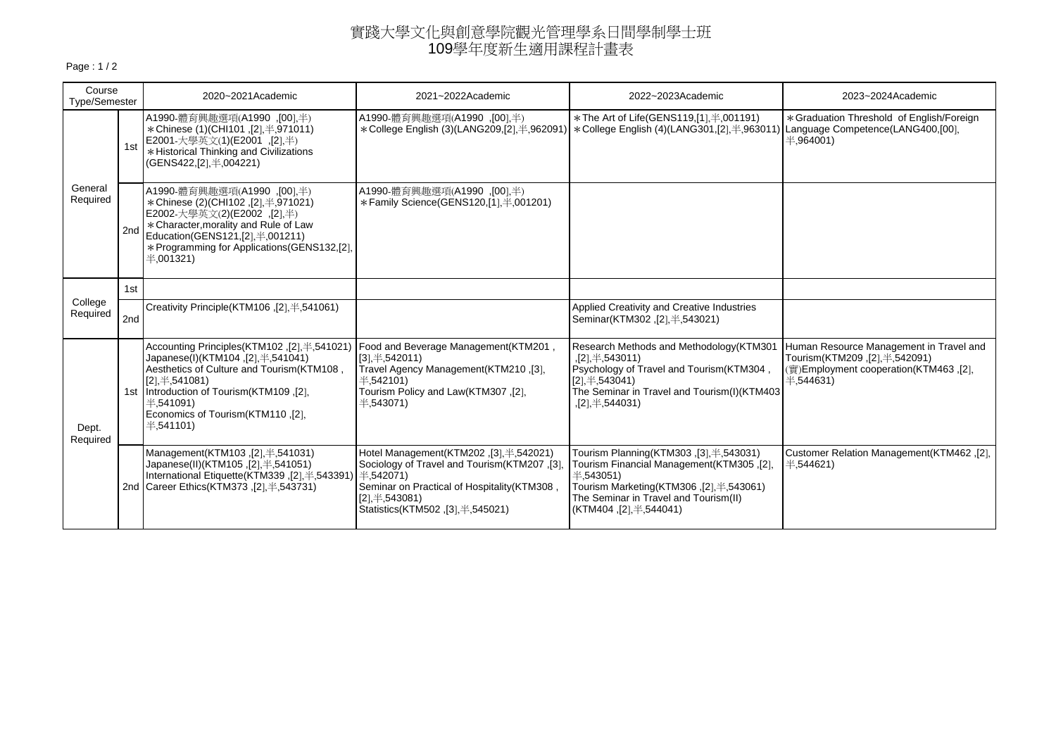# 實踐大學文化與創意學院觀光管理學系日間學制學士班
## 109學年度新生適用課程計畫表

| Course Type/Semester | | 2020~2021Academic | 2021~2022Academic | 2022~2023Academic | 2023~2024Academic |
|---|---|---|---|---|---|
| General Required | 1st | A1990-體育興趣選項(A1990 ,[00],半)<br>＊Chinese (1)(CHI101 ,[2],半,971011)<br>E2001-大學英文(1)(E2001 ,[2],半)<br>＊Historical Thinking and Civilizations (GENS422,[2],半,004221) | A1990-體育興趣選項(A1990 ,[00],半)<br>＊College English (3)(LANG209,[2],半,962091) | ＊The Art of Life(GENS119,[1],半,001191)<br>＊College English (4)(LANG301,[2],半,963011) | ＊Graduation Threshold of English/Foreign Language Competence(LANG400,[00],半,964001) |
| | 2nd | A1990-體育興趣選項(A1990 ,[00],半)<br>＊Chinese (2)(CHI102 ,[2],半,971021)<br>E2002-大學英文(2)(E2002 ,[2],半)<br>＊Character,morality and Rule of Law Education(GENS121,[2],半,001211)<br>＊Programming for Applications(GENS132,[2],半,001321) | A1990-體育興趣選項(A1990 ,[00],半)<br>＊Family Science(GENS120,[1],半,001201) | | |
| College Required | 1st | | | | |
| | 2nd | Creativity Principle(KTM106 ,[2],半,541061) | | Applied Creativity and Creative Industries Seminar(KTM302 ,[2],半,543021) | |
| Dept. Required | 1st | Accounting Principles(KTM102 ,[2],半,541021)<br>Japanese(I)(KTM104 ,[2],半,541041)<br>Aesthetics of Culture and Tourism(KTM108 ,[2],半,541081)<br>Introduction of Tourism(KTM109 ,[2],半,541091)<br>Economics of Tourism(KTM110 ,[2],半,541101) | Food and Beverage Management(KTM201 ,[3],半,542011)<br>Travel Agency Management(KTM210 ,[3],半,542101)<br>Tourism Policy and Law(KTM307 ,[2],半,543071) | Research Methods and Methodology(KTM301 ,[2],半,543011)<br>Psychology of Travel and Tourism(KTM304 ,[2],半,543041)<br>The Seminar in Travel and Tourism(I)(KTM403 ,[2],半,544031) | Human Resource Management in Travel and Tourism(KTM209 ,[2],半,542091)<br>(實)Employment cooperation(KTM463 ,[2],半,544631) |
| | 2nd | Management(KTM103 ,[2],半,541031)<br>Japanese(II)(KTM105 ,[2],半,541051)<br>International Etiquette(KTM339 ,[2],半,543391)<br>Career Ethics(KTM373 ,[2],半,543731) | Hotel Management(KTM202 ,[3],半,542021)<br>Sociology of Travel and Tourism(KTM207 ,[3],半,542071)<br>Seminar on Practical of Hospitality(KTM308 ,[2],半,543081)<br>Statistics(KTM502 ,[3],半,545021) | Tourism Planning(KTM303 ,[3],半,543031)<br>Tourism Financial Management(KTM305 ,[2],半,543051)<br>Tourism Marketing(KTM306 ,[2],半,543061)<br>The Seminar in Travel and Tourism(II)(KTM404 ,[2],半,544041) | Customer Relation Management(KTM462 ,[2],半,544621) |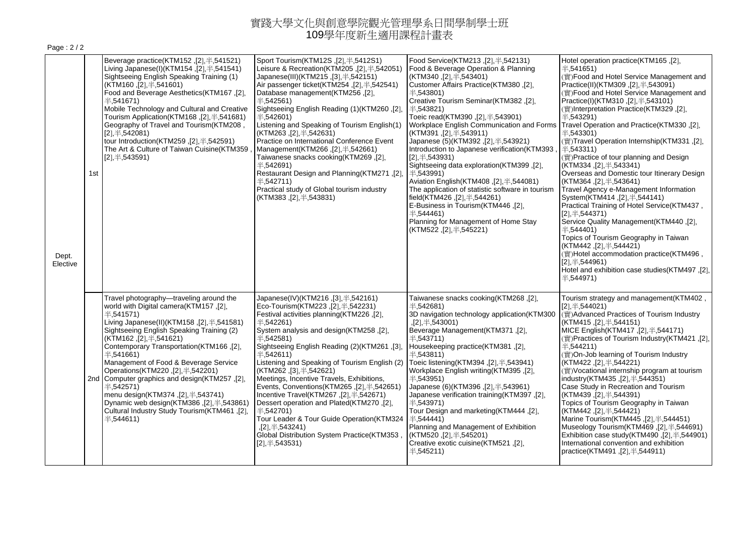# 實踐大學文化與創意學院觀光管理學系日間學制學士班
# 109學年度新生適用課程計畫表

| | | | | | |
|---|---|---|---|---|---|
| Dept. Elective | 1st | Beverage practice(KTM152 ,[2],半,541521)<br>Living Japanese(I)(KTM154 ,[2],半,541541)<br>Sightseeing English Speaking Training (1)(KTM160 ,[2],半,541601)<br>Food and Beverage Aesthetics(KTM167 ,[2],半,541671)<br>Mobile Technology and Cultural and Creative Tourism Application(KTM168 ,[2],半,541681)<br>Geography of Travel and Tourism(KTM208 ,[2],半,542081)<br>tour Introduction(KTM259 ,[2],半,542591)<br>The Art & Culture of Taiwan Cuisine(KTM359 ,[2],半,543591) | Sport Tourism(KTM12S ,[2],半,5412S1)<br>Leisure & Recreation(KTM205 ,[2],半,542051)<br>Japanese(III)(KTM215 ,[3],半,542151)<br>Air passenger ticket(KTM254 ,[2],半,542541)<br>Database management(KTM256 ,[2],半,542561)<br>Sightseeing English Reading (1)(KTM260 ,[2],半,542601)<br>Listening and Speaking of Tourism English(1)(KTM263 ,[2],半,542631)<br>Practice on International Conference Event Management(KTM266 ,[2],半,542661)<br>Taiwanese snacks cooking(KTM269 ,[2],半,542691)<br>Restaurant Design and Planning(KTM271 ,[2],半,542711)<br>Practical study of Global tourism industry (KTM383 ,[2],半,543831) | Food Service(KTM213 ,[2],半,542131)<br>Food & Beverage Operation & Planning (KTM340 ,[2],半,543401)<br>Customer Affairs Practice(KTM380 ,[2],半,543801)<br>Creative Tourism Seminar(KTM382 ,[2],半,543821)<br>Toeic read(KTM390 ,[2],半,543901)<br>Workplace English Communication and Forms (KTM391 ,[2],半,543911)<br>Japanese (5)(KTM392 ,[2],半,543921)<br>Introduction to Japanese verification(KTM393 ,[2],半,543931)<br>Sightseeing data exploration(KTM399 ,[2],半,543991)<br>Aviation English(KTM408 ,[2],半,544081)<br>The application of statistic software in tourism field(KTM426 ,[2],半,544261)<br>E-Business in Tourism(KTM446 ,[2],半,544461)<br>Planning for Management of Home Stay (KTM522 ,[2],半,545221) | Hotel operation practice(KTM165 ,[2],半,541651)<br>(實)Food and Hotel Service Management and Practice(II)(KTM309 ,[2],半,543091)<br>(實)Food and Hotel Service Management and Practice(I)(KTM310 ,[2],半,543101)<br>(實)Interpretation Practice(KTM329 ,[2],半,543291)<br>Travel Operation and Practice(KTM330 ,[2],半,543301)<br>(實)Travel Operation Internship(KTM331 ,[2],半,543311)<br>(實)Practice of tour planning and Design (KTM334 ,[2],半,543341)<br>Overseas and Domestic tour Itinerary Design (KTM364 ,[2],半,543641)<br>Travel Agency e-Management Information System(KTM414 ,[2],半,544141)<br>Practical Training of Hotel Service(KTM437 ,[2],半,544371)<br>Service Quality Management(KTM440 ,[2],半,544401)<br>Topics of Tourism Geography in Taiwan (KTM442 ,[2],半,544421)<br>(實)Hotel accommodation practice(KTM496 ,[2],半,544961)<br>Hotel and exhibition case studies(KTM497 ,[2],半,544971) |
| | 2nd | Travel photography—traveling around the world with Digital camera(KTM157 ,[2],半,541571)<br>Living Japanese(II)(KTM158 ,[2],半,541581)<br>Sightseeing English Speaking Training (2)(KTM162 ,[2],半,541621)<br>Contemporary Transportation(KTM166 ,[2],半,541661)<br>Management of Food & Beverage Service Operations(KTM220 ,[2],半,542201)<br>Computer graphics and design(KTM257 ,[2],半,542571)<br>menu design(KTM374 ,[2],半,543741)<br>Dynamic web design(KTM386 ,[2],半,543861)<br>Cultural Industry Study Tourism(KTM461 ,[2],半,544611) | Japanese(IV)(KTM216 ,[3],半,542161)<br>Eco-Tourism(KTM223 ,[2],半,542231)<br>Festival activities planning(KTM226 ,[2],半,542261)<br>System analysis and design(KTM258 ,[2],半,542581)<br>Sightseeing English Reading (2)(KTM261 ,[3],半,542611)<br>Listening and Speaking of Tourism English (2)(KTM262 ,[3],半,542621)<br>Meetings, Incentive Travels, Exhibitions, Events, Conventions(KTM265 ,[2],半,542651)<br>Incentive Travel(KTM267 ,[2],半,542671)<br>Dessert operation and Plated(KTM270 ,[2],半,542701)<br>Tour Leader & Tour Guide Operation(KTM324 ,[2],半,543241)<br>Global Distribution System Practice(KTM353 ,[2],半,543531) | Taiwanese snacks cooking(KTM268 ,[2],半,542681)<br>3D navigation technology application(KTM300 ,[2],半,543001)<br>Beverage Management(KTM371 ,[2],半,543711)<br>Housekeeping practice(KTM381 ,[2],半,543811)<br>Toeic listening(KTM394 ,[2],半,543941)<br>Workplace English writing(KTM395 ,[2],半,543951)<br>Japanese (6)(KTM396 ,[2],半,543961)<br>Japanese verification training(KTM397 ,[2],半,543971)<br>Tour Design and marketing(KTM444 ,[2],半,544441)<br>Planning and Management of Exhibition (KTM520 ,[2],半,545201)<br>Creative exotic cuisine(KTM521 ,[2],半,545211) | Tourism strategy and management(KTM402 ,[2],半,544021)<br>(實)Advanced Practices of Tourism Industry (KTM415 ,[2],半,544151)<br>MICE English(KTM417 ,[2],半,544171)<br>(實)Practices of Tourism Industry(KTM421 ,[2],半,544211)<br>(實)On-Job learning of Tourism Industry (KTM422 ,[2],半,544221)<br>(實)Vocational internship program at tourism industry(KTM435 ,[2],半,544351)<br>Case Study in Recreation and Tourism (KTM439 ,[2],半,544391)<br>Topics of Tourism Geography in Taiwan (KTM442 ,[2],半,544421)<br>Marine Tourism(KTM445 ,[2],半,544451)<br>Museology Tourism(KTM469 ,[2],半,544691)<br>Exhibition case study(KTM490 ,[2],半,544901)<br>International convention and exhibition practice(KTM491 ,[2],半,544911) |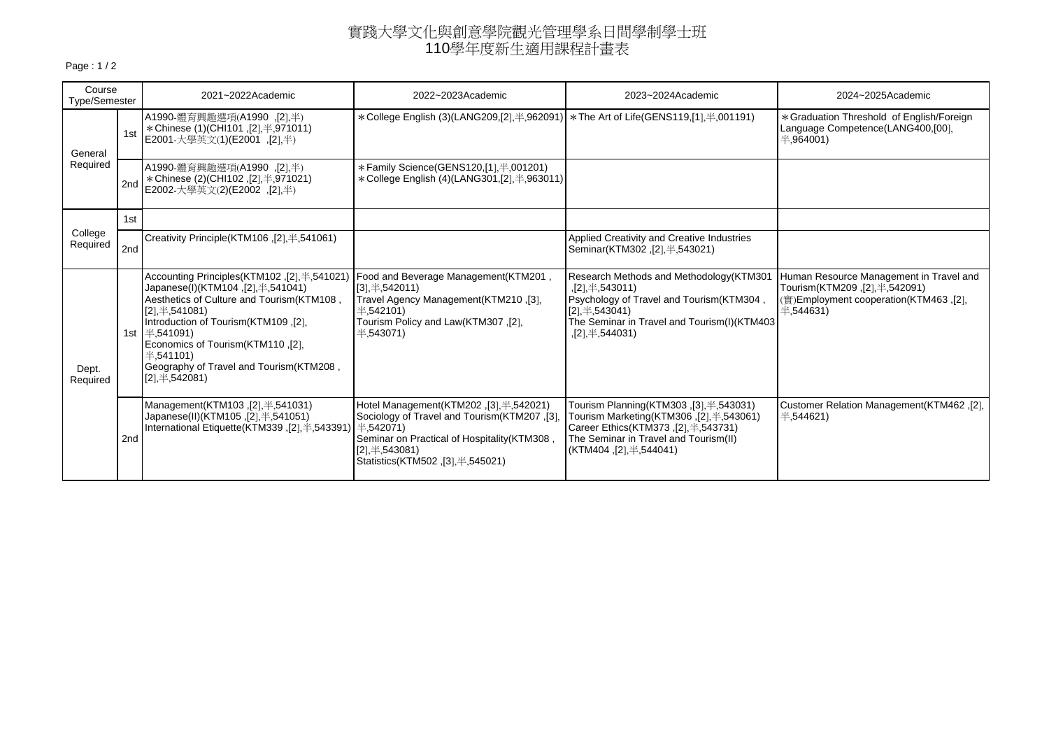# 實踐大學文化與創意學院觀光管理學系日間學制學士班
# 110學年度新生適用課程計畫表

| Course Type/Semester | | 2021~2022Academic | 2022~2023Academic | 2023~2024Academic | 2024~2025Academic |
|---|---|---|---|---|---|
| General Required | 1st | A1990-體育興趣選項(A1990 ,[2],半)<br>＊Chinese (1)(CHI101 ,[2],半,971011)<br>E2001-大學英文(1)(E2001 ,[2],半) | ＊College English (3)(LANG209,[2],半,962091) | ＊The Art of Life(GENS119,[1],半,001191) | ＊Graduation Threshold of English/Foreign Language Competence(LANG400,[00],半,964001) |
| | 2nd | A1990-體育興趣選項(A1990 ,[2],半)<br>＊Chinese (2)(CHI102 ,[2],半,971021)<br>E2002-大學英文(2)(E2002 ,[2],半) | ＊Family Science(GENS120,[1],半,001201)<br>＊College English (4)(LANG301,[2],半,963011) | | |
| College Required | 1st | | | | |
| | 2nd | Creativity Principle(KTM106 ,[2],半,541061) | | Applied Creativity and Creative Industries Seminar(KTM302 ,[2],半,543021) | |
| Dept. Required | 1st | Accounting Principles(KTM102 ,[2],半,541021)<br>Japanese(I)(KTM104 ,[2],半,541041)<br>Aesthetics of Culture and Tourism(KTM108 ,[2],半,541081)<br>Introduction of Tourism(KTM109 ,[2],半,541091)<br>Economics of Tourism(KTM110 ,[2],半,541101)<br>Geography of Travel and Tourism(KTM208 ,[2],半,542081) | Food and Beverage Management(KTM201 ,[3],半,542011)<br>Travel Agency Management(KTM210 ,[3],半,542101)<br>Tourism Policy and Law(KTM307 ,[2],半,543071) | Research Methods and Methodology(KTM301 ,[2],半,543011)<br>Psychology of Travel and Tourism(KTM304 ,[2],半,543041)<br>The Seminar in Travel and Tourism(I)(KTM403 ,[2],半,544031) | Human Resource Management in Travel and Tourism(KTM209 ,[2],半,542091)<br>(實)Employment cooperation(KTM463 ,[2],半,544631) |
| | 2nd | Management(KTM103 ,[2],半,541031)<br>Japanese(II)(KTM105 ,[2],半,541051)<br>International Etiquette(KTM339 ,[2],半,543391) | Hotel Management(KTM202 ,[3],半,542021)<br>Sociology of Travel and Tourism(KTM207 ,[3],半,542071)<br>Seminar on Practical of Hospitality(KTM308 ,[2],半,543081)<br>Statistics(KTM502 ,[3],半,545021) | Tourism Planning(KTM303 ,[3],半,543031)<br>Tourism Marketing(KTM306 ,[2],半,543061)<br>Career Ethics(KTM373 ,[2],半,543731)<br>The Seminar in Travel and Tourism(II)(KTM404 ,[2],半,544041) | Customer Relation Management(KTM462 ,[2],半,544621) |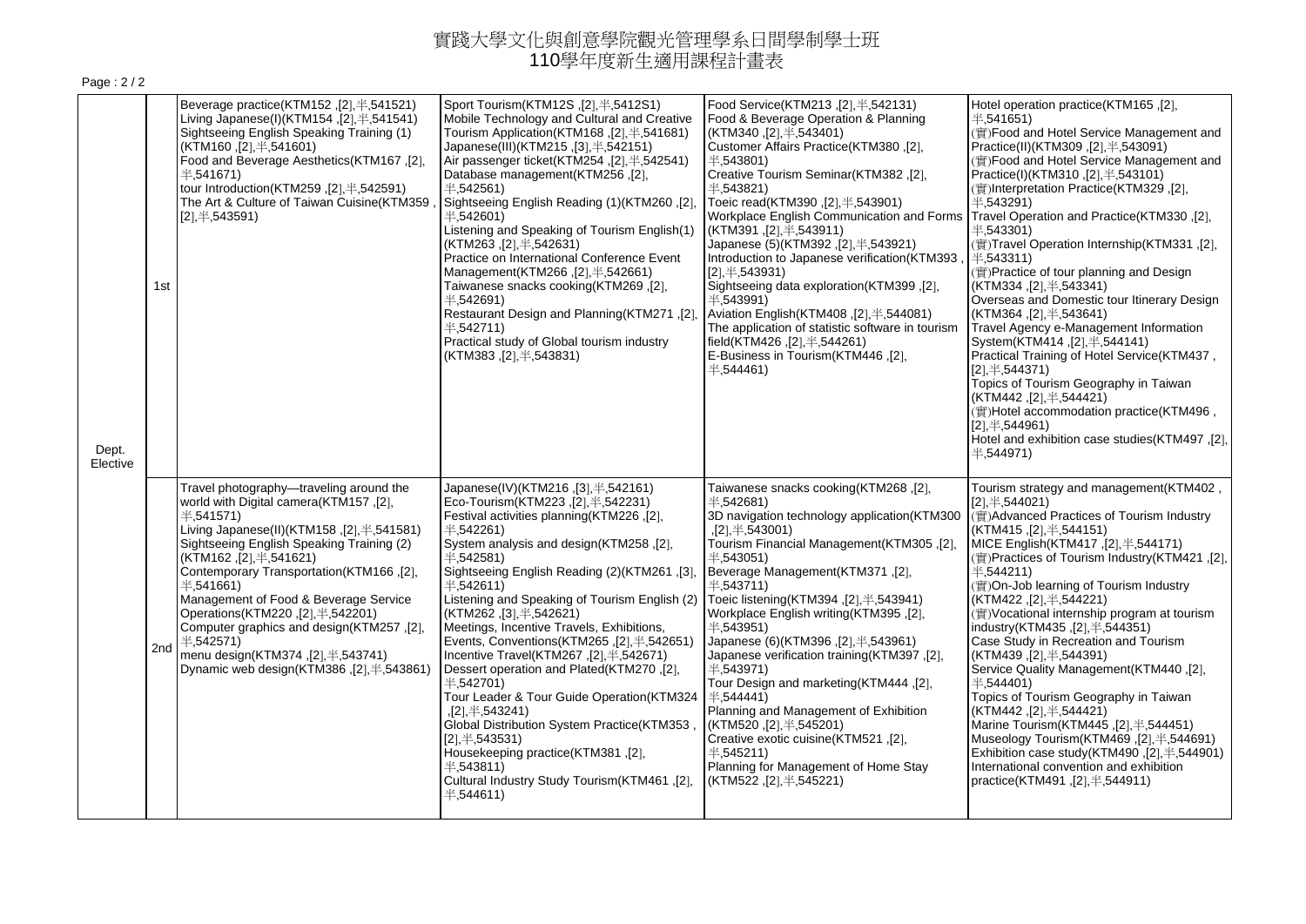# 實踐大學文化與創意學院觀光管理學系日間學制學士班
## 110學年度新生適用課程計畫表

| | | | | | |
|---|---|---|---|---|---|
| Dept. Elective | 1st | Beverage practice(KTM152 ,[2],半,541521)<br>Living Japanese(I)(KTM154 ,[2],半,541541)<br>Sightseeing English Speaking Training (1)(KTM160 ,[2],半,541601)<br>Food and Beverage Aesthetics(KTM167 ,[2],半,541671)<br>tour Introduction(KTM259 ,[2],半,542591)<br>The Art & Culture of Taiwan Cuisine(KTM359 ,[2],半,543591) | Sport Tourism(KTM12S ,[2],半,5412S1)<br>Mobile Technology and Cultural and Creative Tourism Application(KTM168 ,[2],半,541681)<br>Japanese(III)(KTM215 ,[3],半,542151)<br>Air passenger ticket(KTM254 ,[2],半,542541)<br>Database management(KTM256 ,[2],半,542561)<br>Sightseeing English Reading (1)(KTM260 ,[2],半,542601)<br>Listening and Speaking of Tourism English(1)(KTM263 ,[2],半,542631)<br>Practice on International Conference Event Management(KTM266 ,[2],半,542661)<br>Taiwanese snacks cooking(KTM269 ,[2],半,542691)<br>Restaurant Design and Planning(KTM271 ,[2],半,542711)<br>Practical study of Global tourism industry (KTM383 ,[2],半,543831) | Food Service(KTM213 ,[2],半,542131)<br>Food & Beverage Operation & Planning (KTM340 ,[2],半,543401)<br>Customer Affairs Practice(KTM380 ,[2],半,543801)<br>Creative Tourism Seminar(KTM382 ,[2],半,543821)<br>Toeic read(KTM390 ,[2],半,543901)<br>Workplace English Communication and Forms (KTM391 ,[2],半,543911)<br>Japanese (5)(KTM392 ,[2],半,543921)<br>Introduction to Japanese verification(KTM393 ,[2],半,543931)<br>Sightseeing data exploration(KTM399 ,[2],半,543991)<br>Aviation English(KTM408 ,[2],半,544081)<br>The application of statistic software in tourism field(KTM426 ,[2],半,544261)<br>E-Business in Tourism(KTM446 ,[2],半,544461) | Hotel operation practice(KTM165 ,[2],半,541651)<br>(實)Food and Hotel Service Management and Practice(II)(KTM309 ,[2],半,543091)<br>(實)Food and Hotel Service Management and Practice(I)(KTM310 ,[2],半,543101)<br>(實)Interpretation Practice(KTM329 ,[2],半,543291)<br>Travel Operation and Practice(KTM330 ,[2],半,543301)<br>(實)Travel Operation Internship(KTM331 ,[2],半,543311)<br>(實)Practice of tour planning and Design (KTM334 ,[2],半,543341)<br>Overseas and Domestic tour Itinerary Design (KTM364 ,[2],半,543641)<br>Travel Agency e-Management Information System(KTM414 ,[2],半,544141)<br>Practical Training of Hotel Service(KTM437 ,[2],半,544371)<br>Topics of Tourism Geography in Taiwan (KTM442 ,[2],半,544421)<br>(實)Hotel accommodation practice(KTM496 ,[2],半,544961)<br>Hotel and exhibition case studies(KTM497 ,[2],半,544971) |
| | 2nd | Travel photography—traveling around the world with Digital camera(KTM157 ,[2],半,541571)<br>Living Japanese(II)(KTM158 ,[2],半,541581)<br>Sightseeing English Speaking Training (2)(KTM162 ,[2],半,541621)<br>Contemporary Transportation(KTM166 ,[2],半,541661)<br>Management of Food & Beverage Service Operations(KTM220 ,[2],半,542201)<br>Computer graphics and design(KTM257 ,[2],半,542571)<br>menu design(KTM374 ,[2],半,543741)<br>Dynamic web design(KTM386 ,[2],半,543861) | Japanese(IV)(KTM216 ,[3],半,542161)<br>Eco-Tourism(KTM223 ,[2],半,542231)<br>Festival activities planning(KTM226 ,[2],半,542261)<br>System analysis and design(KTM258 ,[2],半,542581)<br>Sightseeing English Reading (2)(KTM261 ,[3],半,542611)<br>Listening and Speaking of Tourism English (2)(KTM262 ,[3],半,542621)<br>Meetings, Incentive Travels, Exhibitions, Events, Conventions(KTM265 ,[2],半,542651)<br>Incentive Travel(KTM267 ,[2],半,542671)<br>Dessert operation and Plated(KTM270 ,[2],半,542701)<br>Tour Leader & Tour Guide Operation(KTM324 ,[2],半,543241)<br>Global Distribution System Practice(KTM353 ,[2],半,543531)<br>Housekeeping practice(KTM381 ,[2],半,543811)<br>Cultural Industry Study Tourism(KTM461 ,[2],半,544611) | Taiwanese snacks cooking(KTM268 ,[2],半,542681)<br>3D navigation technology application(KTM300 ,[2],半,543001)<br>Tourism Financial Management(KTM305 ,[2],半,543051)<br>Beverage Management(KTM371 ,[2],半,543711)<br>Toeic listening(KTM394 ,[2],半,543941)<br>Workplace English writing(KTM395 ,[2],半,543951)<br>Japanese (6)(KTM396 ,[2],半,543961)<br>Japanese verification training(KTM397 ,[2],半,543971)<br>Tour Design and marketing(KTM444 ,[2],半,544441)<br>Planning and Management of Exhibition (KTM520 ,[2],半,545201)<br>Creative exotic cuisine(KTM521 ,[2],半,545211)<br>Planning for Management of Home Stay (KTM522 ,[2],半,545221) | Tourism strategy and management(KTM402 ,[2],半,544021)<br>(實)Advanced Practices of Tourism Industry (KTM415 ,[2],半,544151)<br>MICE English(KTM417 ,[2],半,544171)<br>(實)Practices of Tourism Industry(KTM421 ,[2],半,544211)<br>(實)On-Job learning of Tourism Industry (KTM422 ,[2],半,544221)<br>(實)Vocational internship program at tourism industry(KTM435 ,[2],半,544351)<br>Case Study in Recreation and Tourism (KTM439 ,[2],半,544391)<br>Service Quality Management(KTM440 ,[2],半,544401)<br>Topics of Tourism Geography in Taiwan (KTM442 ,[2],半,544421)<br>Marine Tourism(KTM445 ,[2],半,544451)<br>Museology Tourism(KTM469 ,[2],半,544691)<br>Exhibition case study(KTM490 ,[2],半,544901)<br>International convention and exhibition practice(KTM491 ,[2],半,544911) |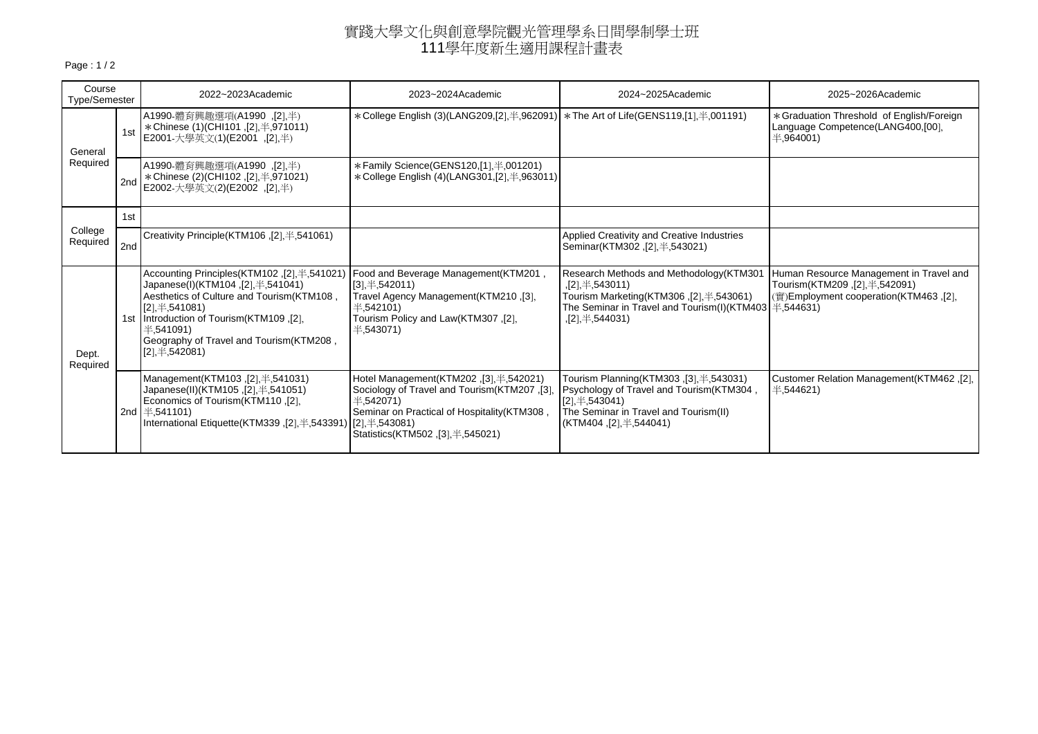# 實踐大學文化與創意學院觀光管理學系日間學制學士班
## 111學年度新生適用課程計畫表

| Course Type/Semester | | 2022~2023Academic | 2023~2024Academic | 2024~2025Academic | 2025~2026Academic |
|---|---|---|---|---|---|
| General Required | 1st | A1990-體育興趣選項(A1990 ,[2],半)<br>＊Chinese (1)(CHI101 ,[2],半,971011)<br>E2001-大學英文(1)(E2001 ,[2],半) | ＊College English (3)(LANG209,[2],半,962091) | ＊The Art of Life(GENS119,[1],半,001191) | ＊Graduation Threshold of English/Foreign Language Competence(LANG400,[00],半,964001) |
| | 2nd | A1990-體育興趣選項(A1990 ,[2],半)<br>＊Chinese (2)(CHI102 ,[2],半,971021)<br>E2002-大學英文(2)(E2002 ,[2],半) | ＊Family Science(GENS120,[1],半,001201)<br>＊College English (4)(LANG301,[2],半,963011) | | |
| College Required | 1st | | | | |
| | 2nd | Creativity Principle(KTM106 ,[2],半,541061) | | Applied Creativity and Creative Industries Seminar(KTM302 ,[2],半,543021) | |
| Dept. Required | 1st | Accounting Principles(KTM102 ,[2],半,541021)<br>Japanese(I)(KTM104 ,[2],半,541041)<br>Aesthetics of Culture and Tourism(KTM108 ,[2],半,541081)<br>Introduction of Tourism(KTM109 ,[2],半,541091)<br>Geography of Travel and Tourism(KTM208 ,[2],半,542081) | Food and Beverage Management(KTM201 ,[3],半,542011)<br>Travel Agency Management(KTM210 ,[3],半,542101)<br>Tourism Policy and Law(KTM307 ,[2],半,543071) | Research Methods and Methodology(KTM301 ,[2],半,543011)<br>Tourism Marketing(KTM306 ,[2],半,543061)<br>The Seminar in Travel and Tourism(I)(KTM403 ,[2],半,544031) | Human Resource Management in Travel and Tourism(KTM209 ,[2],半,542091)<br>(實)Employment cooperation(KTM463 ,[2],半,544631) |
| | 2nd | Management(KTM103 ,[2],半,541031)<br>Japanese(II)(KTM105 ,[2],半,541051)<br>Economics of Tourism(KTM110 ,[2],半,541101)<br>International Etiquette(KTM339 ,[2],半,543391) | Hotel Management(KTM202 ,[3],半,542021)<br>Sociology of Travel and Tourism(KTM207 ,[3],半,542071)<br>Seminar on Practical of Hospitality(KTM308 ,[2],半,543081)<br>Statistics(KTM502 ,[3],半,545021) | Tourism Planning(KTM303 ,[3],半,543031)<br>Psychology of Travel and Tourism(KTM304 ,[2],半,543041)<br>The Seminar in Travel and Tourism(II)(KTM404 ,[2],半,544041) | Customer Relation Management(KTM462 ,[2],半,544621) |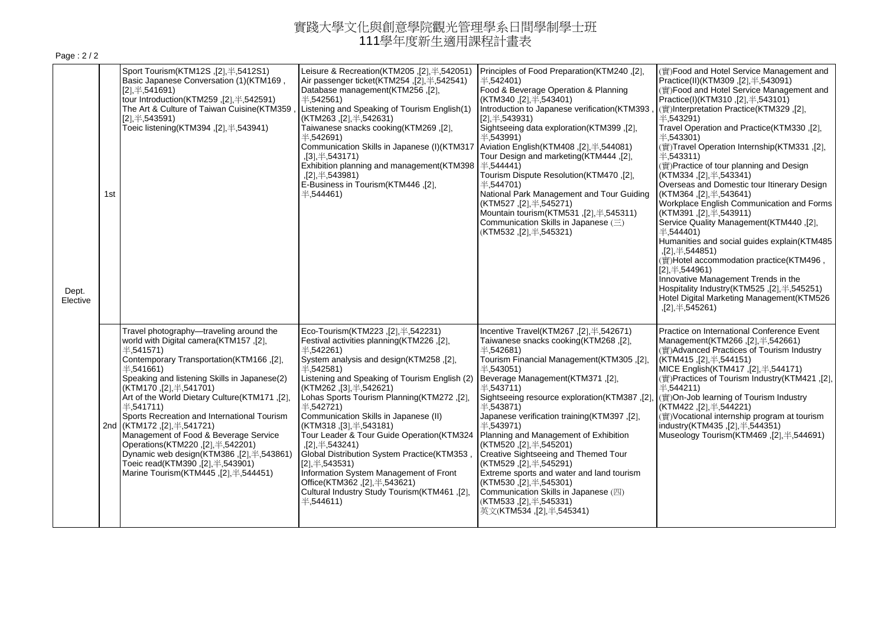# 實踐大學文化與創意學院觀光管理學系日間學制學士班
## 111學年度新生適用課程計畫表

| | | | | | |
|---|---|---|---|---|---|
| Dept. Elective | 1st | Sport Tourism(KTM12S ,[2],半,5412S1)<br>Basic Japanese Conversation (1)(KTM169 ,[2],半,541691)<br>tour Introduction(KTM259 ,[2],半,542591)<br>The Art & Culture of Taiwan Cuisine(KTM359 ,[2],半,543591)<br>Toeic listening(KTM394 ,[2],半,543941) | Leisure & Recreation(KTM205 ,[2],半,542051)<br>Air passenger ticket(KTM254 ,[2],半,542541)<br>Database management(KTM256 ,[2],半,542561)<br>Listening and Speaking of Tourism English(1)(KTM263 ,[2],半,542631)<br>Taiwanese snacks cooking(KTM269 ,[2],半,542691)<br>Communication Skills in Japanese (I)(KTM317 ,[3],半,543171)<br>Exhibition planning and management(KTM398 ,[2],半,543981)<br>E-Business in Tourism(KTM446 ,[2],半,544461) | Principles of Food Preparation(KTM240 ,[2],半,542401)<br>Food & Beverage Operation & Planning (KTM340 ,[2],半,543401)<br>Introduction to Japanese verification(KTM393 ,[2],半,543931)<br>Sightseeing data exploration(KTM399 ,[2],半,543991)<br>Aviation English(KTM408 ,[2],半,544081)<br>Tour Design and marketing(KTM444 ,[2],半,544441)<br>Tourism Dispute Resolution(KTM470 ,[2],半,544701)<br>National Park Management and Tour Guiding (KTM527 ,[2],半,545271)<br>Mountain tourism(KTM531 ,[2],半,545311)<br>Communication Skills in Japanese (三)(KTM532 ,[2],半,545321) | (實)Food and Hotel Service Management and Practice(II)(KTM309 ,[2],半,543091)<br>(實)Food and Hotel Service Management and Practice(I)(KTM310 ,[2],半,543101)<br>(實)Interpretation Practice(KTM329 ,[2],半,543291)<br>Travel Operation and Practice(KTM330 ,[2],半,543301)<br>(實)Travel Operation Internship(KTM331 ,[2],半,543311)<br>(實)Practice of tour planning and Design (KTM334 ,[2],半,543341)<br>Overseas and Domestic tour Itinerary Design (KTM364 ,[2],半,543641)<br>Workplace English Communication and Forms (KTM391 ,[2],半,543911)<br>Service Quality Management(KTM440 ,[2],半,544401)<br>Humanities and social guides explain(KTM485 ,[2],半,544851)<br>(實)Hotel accommodation practice(KTM496 ,[2],半,544961)<br>Innovative Management Trends in the Hospitality Industry(KTM525 ,[2],半,545251)<br>Hotel Digital Marketing Management(KTM526 ,[2],半,545261) |
| | 2nd | Travel photography—traveling around the world with Digital camera(KTM157 ,[2],半,541571)<br>Contemporary Transportation(KTM166 ,[2],半,541661)<br>Speaking and listening Skills in Japanese(2)(KTM170 ,[2],半,541701)<br>Art of the World Dietary Culture(KTM171 ,[2],半,541711)<br>Sports Recreation and International Tourism (KTM172 ,[2],半,541721)<br>Management of Food & Beverage Service Operations(KTM220 ,[2],半,542201)<br>Dynamic web design(KTM386 ,[2],半,543861)<br>Toeic read(KTM390 ,[2],半,543901)<br>Marine Tourism(KTM445 ,[2],半,544451) | Eco-Tourism(KTM223 ,[2],半,542231)<br>Festival activities planning(KTM226 ,[2],半,542261)<br>System analysis and design(KTM258 ,[2],半,542581)<br>Listening and Speaking of Tourism English (2)(KTM262 ,[3],半,542621)<br>Lohas Sports Tourism Planning(KTM272 ,[2],半,542721)<br>Communication Skills in Japanese (II)(KTM318 ,[3],半,543181)<br>Tour Leader & Tour Guide Operation(KTM324 ,[2],半,543241)<br>Global Distribution System Practice(KTM353 ,[2],半,543531)<br>Information System Management of Front Office(KTM362 ,[2],半,543621)<br>Cultural Industry Study Tourism(KTM461 ,[2],半,544611) | Incentive Travel(KTM267 ,[2],半,542671)<br>Taiwanese snacks cooking(KTM268 ,[2],半,542681)<br>Tourism Financial Management(KTM305 ,[2],半,543051)<br>Beverage Management(KTM371 ,[2],半,543711)<br>Sightseeing resource exploration(KTM387 ,[2],半,543871)<br>Japanese verification training(KTM397 ,[2],半,543971)<br>Planning and Management of Exhibition (KTM520 ,[2],半,545201)<br>Creative Sightseeing and Themed Tour (KTM529 ,[2],半,545291)<br>Extreme sports and water and land tourism (KTM530 ,[2],半,545301)<br>Communication Skills in Japanese (四)(KTM533 ,[2],半,545331)<br>英文(KTM534 ,[2],半,545341) | Practice on International Conference Event Management(KTM266 ,[2],半,542661)<br>(實)Advanced Practices of Tourism Industry (KTM415 ,[2],半,544151)<br>MICE English(KTM417 ,[2],半,544171)<br>(實)Practices of Tourism Industry(KTM421 ,[2],半,544211)<br>(實)On-Job learning of Tourism Industry (KTM422 ,[2],半,544221)<br>(實)Vocational internship program at tourism industry(KTM435 ,[2],半,544351)<br>Museology Tourism(KTM469 ,[2],半,544691) |